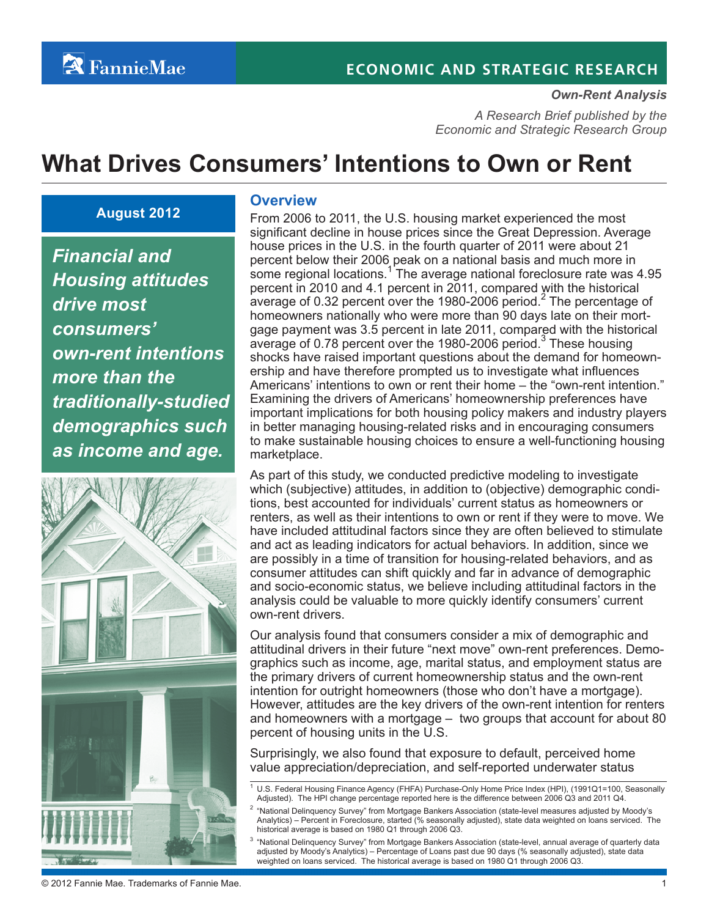**ECONOMIC AND STRATEGIC RESEARCH**

***Own-Rent Analysis***

*A Research Brief published by the Economic and Strategic Research Group*

# What Drives Consumers' Intentions to Own or Rent

**August 2012**

***Financial and Housing attitudes drive most consumers' own-rent intentions more than the traditionally-studied demographics such as income and age.***

## Overview

From 2006 to 2011, the U.S. housing market experienced the most significant decline in house prices since the Great Depression. Average house prices in the U.S. in the fourth quarter of 2011 were about 21 percent below their 2006 peak on a national basis and much more in some regional locations.[1] The average national foreclosure rate was 4.95 percent in 2010 and 4.1 percent in 2011, compared with the historical average of 0.32 percent over the 1980-2006 period.[2] The percentage of homeowners nationally who were more than 90 days late on their mortgage payment was 3.5 percent in late 2011, compared with the historical average of 0.78 percent over the 1980-2006 period.[3] These housing shocks have raised important questions about the demand for homeownership and have therefore prompted us to investigate what influences Americans' intentions to own or rent their home – the "own-rent intention." Examining the drivers of Americans' homeownership preferences have important implications for both housing policy makers and industry players in better managing housing-related risks and in encouraging consumers to make sustainable housing choices to ensure a well-functioning housing marketplace.

As part of this study, we conducted predictive modeling to investigate which (subjective) attitudes, in addition to (objective) demographic conditions, best accounted for individuals' current status as homeowners or renters, as well as their intentions to own or rent if they were to move. We have included attitudinal factors since they are often believed to stimulate and act as leading indicators for actual behaviors. In addition, since we are possibly in a time of transition for housing-related behaviors, and as consumer attitudes can shift quickly and far in advance of demographic and socio-economic status, we believe including attitudinal factors in the analysis could be valuable to more quickly identify consumers' current own-rent drivers.

Our analysis found that consumers consider a mix of demographic and attitudinal drivers in their future "next move" own-rent preferences. Demographics such as income, age, marital status, and employment status are the primary drivers of current homeownership status and the own-rent intention for outright homeowners (those who don't have a mortgage). However, attitudes are the key drivers of the own-rent intention for renters and homeowners with a mortgage – two groups that account for about 80 percent of housing units in the U.S.

Surprisingly, we also found that exposure to default, perceived home value appreciation/depreciation, and self-reported underwater status

[1] U.S. Federal Housing Finance Agency (FHFA) Purchase-Only Home Price Index (HPI), (1991Q1=100, Seasonally Adjusted). The HPI change percentage reported here is the difference between 2006 Q3 and 2011 Q4.

[2] "National Delinquency Survey" from Mortgage Bankers Association (state-level measures adjusted by Moody's Analytics) – Percent in Foreclosure, started (% seasonally adjusted), state data weighted on loans serviced. The historical average is based on 1980 Q1 through 2006 Q3.

[3] "National Delinquency Survey" from Mortgage Bankers Association (state-level, annual average of quarterly data adjusted by Moody's Analytics) – Percentage of Loans past due 90 days (% seasonally adjusted), state data weighted on loans serviced. The historical average is based on 1980 Q1 through 2006 Q3.

© 2012 Fannie Mae. Trademarks of Fannie Mae.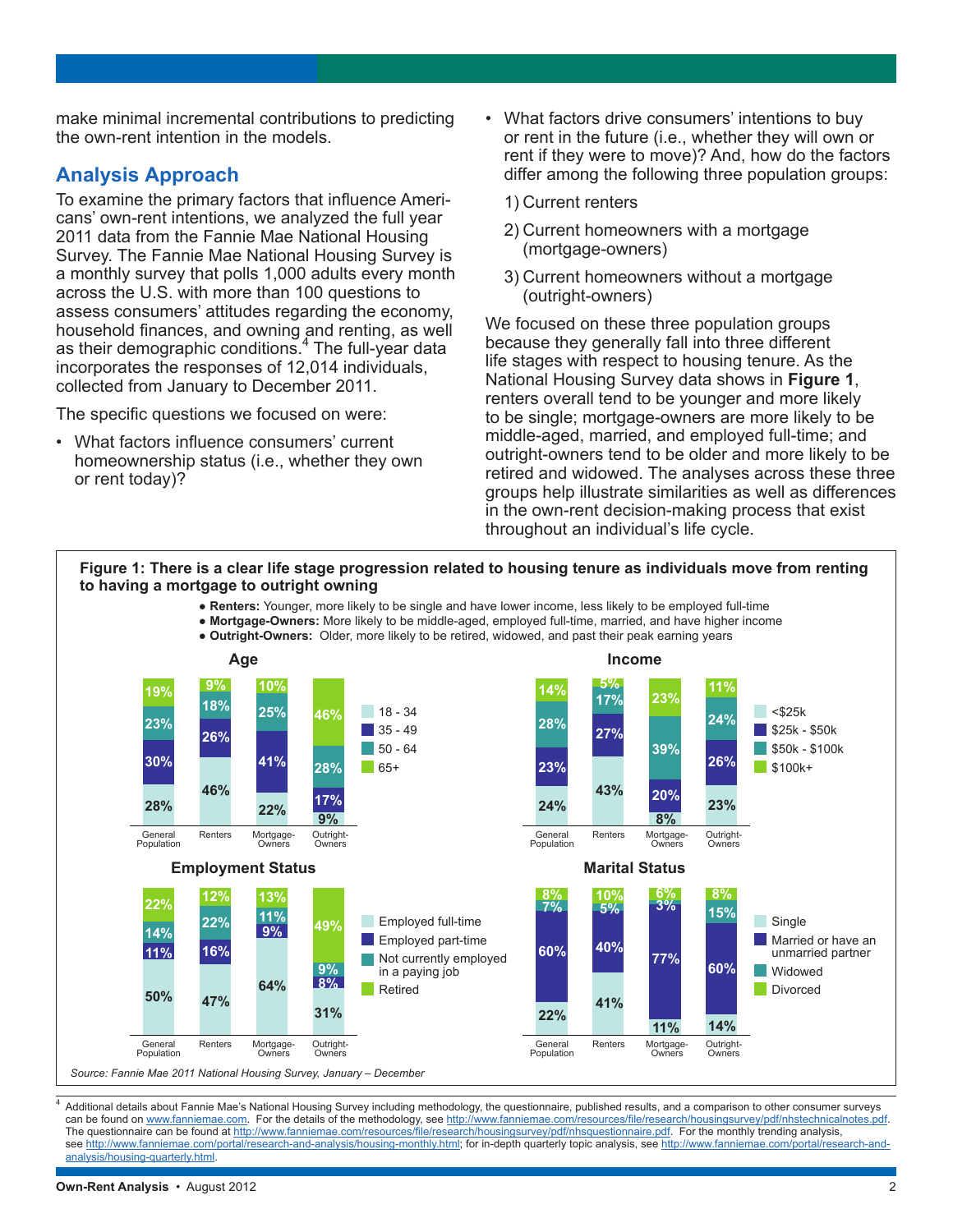make minimal incremental contributions to predicting the own-rent intention in the models.

## Analysis Approach

To examine the primary factors that influence Americans' own-rent intentions, we analyzed the full year 2011 data from the Fannie Mae National Housing Survey. The Fannie Mae National Housing Survey is a monthly survey that polls 1,000 adults every month across the U.S. with more than 100 questions to assess consumers' attitudes regarding the economy, household finances, and owning and renting, as well as their demographic conditions.[4] The full-year data incorporates the responses of 12,014 individuals, collected from January to December 2011.

The specific questions we focused on were:

- What factors influence consumers' current homeownership status (i.e., whether they own or rent today)?
- What factors drive consumers' intentions to buy or rent in the future (i.e., whether they will own or rent if they were to move)? And, how do the factors differ among the following three population groups:
  1) Current renters
  2) Current homeowners with a mortgage (mortgage-owners)
  3) Current homeowners without a mortgage (outright-owners)

We focused on these three population groups because they generally fall into three different life stages with respect to housing tenure. As the National Housing Survey data shows in **Figure 1**, renters overall tend to be younger and more likely to be single; mortgage-owners are more likely to be middle-aged, married, and employed full-time; and outright-owners tend to be older and more likely to be retired and widowed. The analyses across these three groups help illustrate similarities as well as differences in the own-rent decision-making process that exist throughout an individual's life cycle.

**Figure 1: There is a clear life stage progression related to housing tenure as individuals move from renting to having a mortgage to outright owning**

- **Renters:** Younger, more likely to be single and have lower income, less likely to be employed full-time
- **Mortgage-Owners:** More likely to be middle-aged, employed full-time, married, and have higher income
- **Outright-Owners:** Older, more likely to be retired, widowed, and past their peak earning years

**Age**

| | General Population | Renters | Mortgage-Owners | Outright-Owners |
|---|---|---|---|---|
| 18 - 34 | 28% | 46% | 22% | 9% |
| 35 - 49 | 30% | 26% | 41% | 17% |
| 50 - 64 | 23% | 18% | 25% | 28% |
| 65+ | 19% | 9% | 10% | 46% |

**Income**

| | General Population | Renters | Mortgage-Owners | Outright-Owners |
|---|---|---|---|---|
| <$25k | 24% | 43% | 8% | 23% |
| $25k - $50k | 23% | 27% | 20% | 26% |
| $50k - $100k | 28% | 17% | 39% | 24% |
| $100k+ | 14% | 5% | 23% | 11% |

**Employment Status**

| | General Population | Renters | Mortgage-Owners | Outright-Owners |
|---|---|---|---|---|
| Employed full-time | 50% | 47% | 64% | 31% |
| Employed part-time | 11% | 16% | 9% | 8% |
| Not currently employed in a paying job | 14% | 22% | 11% | 9% |
| Retired | 22% | 12% | 13% | 49% |

**Marital Status**

| | General Population | Renters | Mortgage-Owners | Outright-Owners |
|---|---|---|---|---|
| Single | 22% | 41% | 11% | 14% |
| Married or have an unmarried partner | 60% | 40% | 77% | 60% |
| Widowed | 7% | 5% | 3% | 15% |
| Divorced | 8% | 10% | 6% | 8% |

*Source: Fannie Mae 2011 National Housing Survey, January – December*

[4] Additional details about Fannie Mae's National Housing Survey including methodology, the questionnaire, published results, and a comparison to other consumer surveys can be found on www.fanniemae.com. For the details of the methodology, see http://www.fanniemae.com/resources/file/research/housingsurvey/pdf/nhstechnicalnotes.pdf. The questionnaire can be found at http://www.fanniemae.com/resources/file/research/housingsurvey/pdf/nhsquestionnaire.pdf. For the monthly trending analysis, see http://www.fanniemae.com/portal/research-and-analysis/housing-monthly.html; for in-depth quarterly topic analysis, see http://www.fanniemae.com/portal/research-and-analysis/housing-quarterly.html.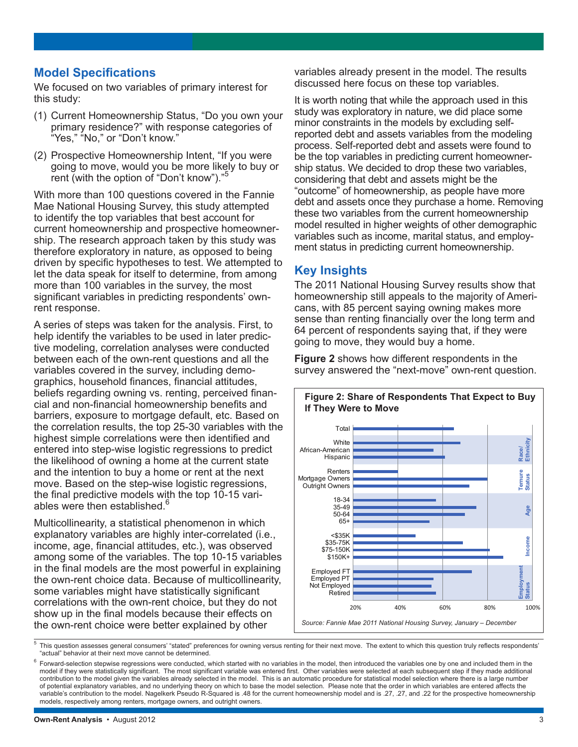## Model Specifications

We focused on two variables of primary interest for this study:

(1) Current Homeownership Status, "Do you own your primary residence?" with response categories of "Yes," "No," or "Don't know."

(2) Prospective Homeownership Intent, "If you were going to move, would you be more likely to buy or rent (with the option of "Don't know")."[5]

With more than 100 questions covered in the Fannie Mae National Housing Survey, this study attempted to identify the top variables that best account for current homeownership and prospective homeownership. The research approach taken by this study was therefore exploratory in nature, as opposed to being driven by specific hypotheses to test. We attempted to let the data speak for itself to determine, from among more than 100 variables in the survey, the most significant variables in predicting respondents' own-rent response.

A series of steps was taken for the analysis. First, to help identify the variables to be used in later predictive modeling, correlation analyses were conducted between each of the own-rent questions and all the variables covered in the survey, including demographics, household finances, financial attitudes, beliefs regarding owning vs. renting, perceived financial and non-financial homeownership benefits and barriers, exposure to mortgage default, etc. Based on the correlation results, the top 25-30 variables with the highest simple correlations were then identified and entered into step-wise logistic regressions to predict the likelihood of owning a home at the current state and the intention to buy a home or rent at the next move. Based on the step-wise logistic regressions, the final predictive models with the top 10-15 variables were then established.[6]

Multicollinearity, a statistical phenomenon in which explanatory variables are highly inter-correlated (i.e., income, age, financial attitudes, etc.), was observed among some of the variables. The top 10-15 variables in the final models are the most powerful in explaining the own-rent choice data. Because of multicollinearity, some variables might have statistically significant correlations with the own-rent choice, but they do not show up in the final models because their effects on the own-rent choice were better explained by other variables already present in the model. The results discussed here focus on these top variables.

It is worth noting that while the approach used in this study was exploratory in nature, we did place some minor constraints in the models by excluding self-reported debt and assets variables from the modeling process. Self-reported debt and assets were found to be the top variables in predicting current homeownership status. We decided to drop these two variables, considering that debt and assets might be the "outcome" of homeownership, as people have more debt and assets once they purchase a home. Removing these two variables from the current homeownership model resulted in higher weights of other demographic variables such as income, marital status, and employment status in predicting current homeownership.

## Key Insights

The 2011 National Housing Survey results show that homeownership still appeals to the majority of Americans, with 85 percent saying owning makes more sense than renting financially over the long term and 64 percent of respondents saying that, if they were going to move, they would buy a home.

**Figure 2** shows how different respondents in the survey answered the "next-move" own-rent question.

**Figure 2: Share of Respondents That Expect to Buy If They Were to Move**

| Group | Category | Approx. share |
|---|---|---|
| | Total | ~65% |
| Race/Ethnicity | White | ~68% |
| | African-American | ~56% |
| | Hispanic | ~61% |
| Tenure Status | Renters | ~40% |
| | Mortgage Owners | ~80% |
| | Outright Owners | ~72% |
| Age | 18-34 | ~57% |
| | 35-49 | ~75% |
| | 50-64 | ~70% |
| | 65+ | ~54% |
| Income | <$35K | ~48% |
| | $35-75K | ~69% |
| | $75-150K | ~81% |
| | $150K+ | ~87% |
| Employment Status | Employed FT | ~73% |
| | Employed PT | ~56% |
| | Not Employed | ~55% |
| | Retired | ~57% |

*Source: Fannie Mae 2011 National Housing Survey, January – December*

---

[5] This question assesses general consumers' "stated" preferences for owning versus renting for their next move. The extent to which this question truly reflects respondents' "actual" behavior at their next move cannot be determined.

[6] Forward-selection stepwise regressions were conducted, which started with no variables in the model, then introduced the variables one by one and included them in the model if they were statistically significant. The most significant variable was entered first. Other variables were selected at each subsequent step if they made additional contribution to the model given the variables already selected in the model. This is an automatic procedure for statistical model selection where there is a large number of potential explanatory variables, and no underlying theory on which to base the model selection. Please note that the order in which variables are entered affects the variable's contribution to the model. Nagelkerk Pseudo R-Squared is .48 for the current homeownership model and is .27, .27, and .22 for the prospective homeownership models, respectively among renters, mortgage owners, and outright owners.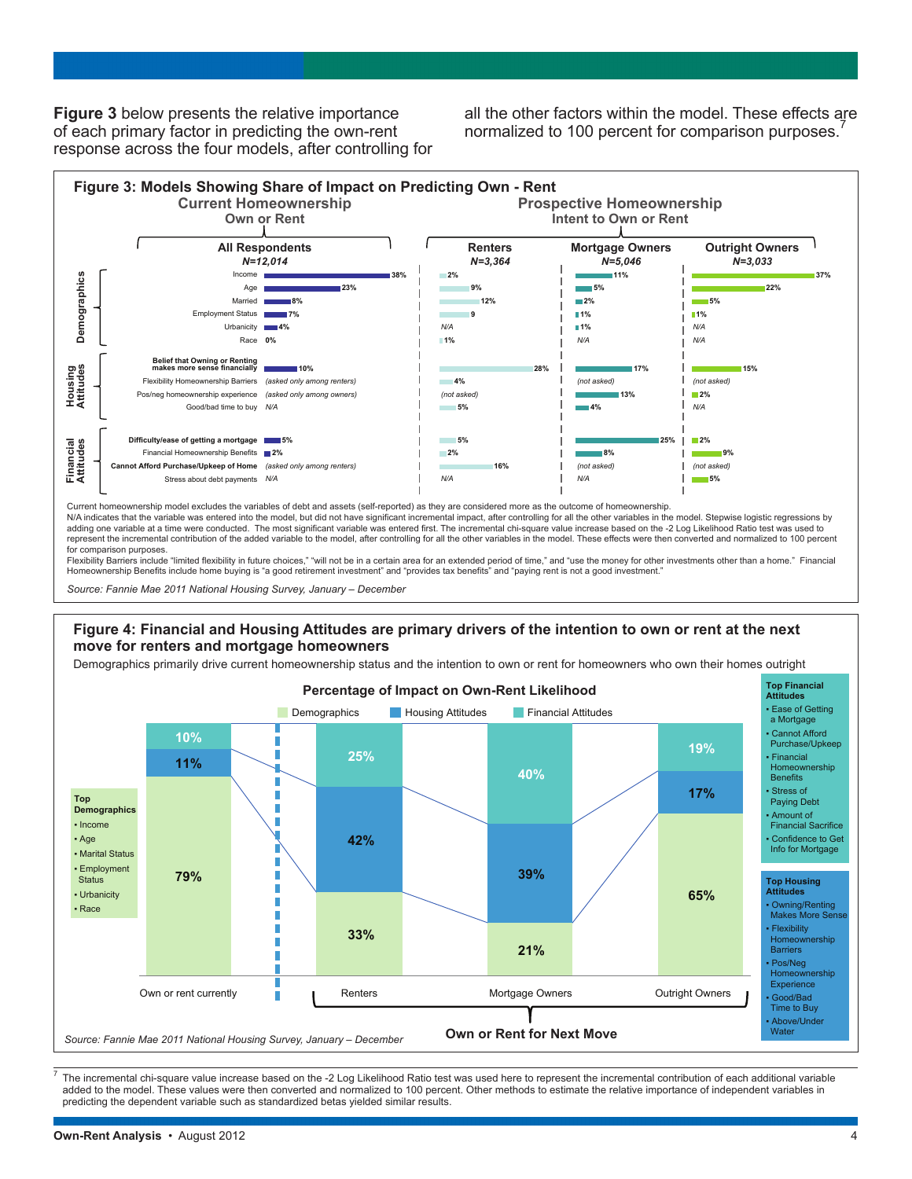**Figure 3** below presents the relative importance of each primary factor in predicting the own-rent response across the four models, after controlling for all the other factors within the model. These effects are normalized to 100 percent for comparison purposes.[7]

**Figure 3: Models Showing Share of Impact on Predicting Own - Rent**

| Category | Factor | Current Homeownership: Own or Rent — All Respondents (N=12,014) | Prospective Homeownership: Intent to Own or Rent — Renters (N=3,364) | Mortgage Owners (N=5,046) | Outright Owners (N=3,033) |
|---|---|---|---|---|---|
| Demographics | Income | 38% | 2% | 11% | 37% |
| | Age | 23% | 9% | 5% | 22% |
| | Married | 8% | 12% | 2% | 5% |
| | Employment Status | 7% | 9 | 1% | 1% |
| | Urbanicity | 4% | N/A | 1% | N/A |
| | Race | 0% | 1% | N/A | N/A |
| Housing Attitudes | **Belief that Owning or Renting makes more sense financially** | 10% | 28% | 17% | 15% |
| | Flexibility Homeownership Barriers | (asked only among renters) | 4% | (not asked) | (not asked) |
| | Pos/neg homeownership experience | (asked only among owners) | (not asked) | 13% | 2% |
| | Good/bad time to buy | N/A | 5% | 4% | N/A |
| Financial Attitudes | **Difficulty/ease of getting a mortgage** | 5% | 5% | 25% | 2% |
| | Financial Homeownership Benefits | 2% | 2% | 8% | 9% |
| | **Cannot Afford Purchase/Upkeep of Home** | (asked only among renters) | 16% | (not asked) | (not asked) |
| | Stress about debt payments | N/A | N/A | N/A | 5% |

Current homeownership model excludes the variables of debt and assets (self-reported) as they are considered more as the outcome of homeownership.
N/A indicates that the variable was entered into the model, but did not have significant incremental impact, after controlling for all the other variables in the model. Stepwise logistic regressions by adding one variable at a time were conducted. The most significant variable was entered first. The incremental chi-square value increase based on the -2 Log Likelihood Ratio test was used to represent the incremental contribution of the added variable to the model, after controlling for all the other variables in the model. These effects were then converted and normalized to 100 percent for comparison purposes.
Flexibility Barriers include "limited flexibility in future choices," "will not be in a certain area for an extended period of time," and "use the money for other investments other than a home." Financial Homeownership Benefits include home buying is "a good retirement investment" and "provides tax benefits" and "paying rent is not a good investment."

*Source: Fannie Mae 2011 National Housing Survey, January – December*

**Figure 4: Financial and Housing Attitudes are primary drivers of the intention to own or rent at the next move for renters and mortgage homeowners**

Demographics primarily drive current homeownership status and the intention to own or rent for homeowners who own their homes outright

**Percentage of Impact on Own-Rent Likelihood**

| | Own or rent currently | Renters | Mortgage Owners | Outright Owners |
|---|---|---|---|---|
| Financial Attitudes | 10% | 25% | 40% | 19% |
| Housing Attitudes | 11% | 42% | 39% | 17% |
| Demographics | 79% | 33% | 21% | 65% |

Renters, Mortgage Owners, Outright Owners: **Own or Rent for Next Move**

**Top Demographics**
- Income
- Age
- Marital Status
- Employment Status
- Urbanicity
- Race

**Top Financial Attitudes**
- Ease of Getting a Mortgage
- Cannot Afford Purchase/Upkeep
- Financial Homeownership Benefits
- Stress of Paying Debt
- Amount of Financial Sacrifice
- Confidence to Get Info for Mortgage

**Top Housing Attitudes**
- Owning/Renting Makes More Sense
- Flexibility Homeownership Barriers
- Pos/Neg Homeownership Experience
- Good/Bad Time to Buy
- Above/Under Water

*Source: Fannie Mae 2011 National Housing Survey, January – December*

[7] The incremental chi-square value increase based on the -2 Log Likelihood Ratio test was used here to represent the incremental contribution of each additional variable added to the model. These values were then converted and normalized to 100 percent. Other methods to estimate the relative importance of independent variables in predicting the dependent variable such as standardized betas yielded similar results.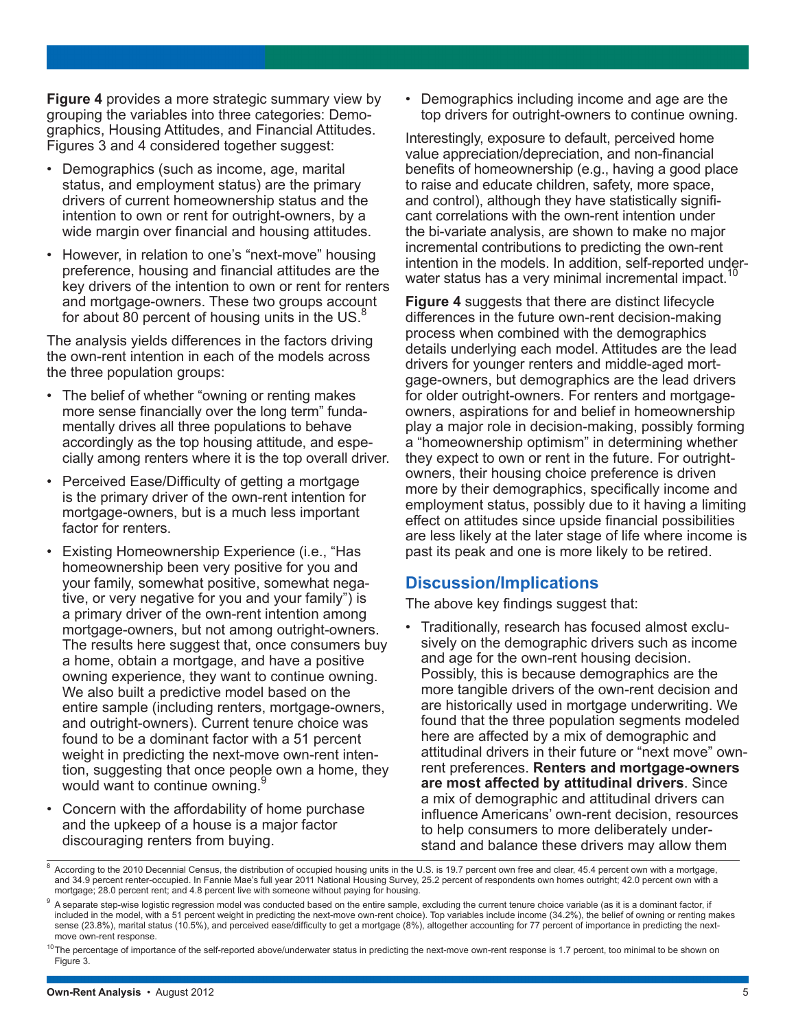**Figure 4** provides a more strategic summary view by grouping the variables into three categories: Demographics, Housing Attitudes, and Financial Attitudes. Figures 3 and 4 considered together suggest:

- Demographics (such as income, age, marital status, and employment status) are the primary drivers of current homeownership status and the intention to own or rent for outright-owners, by a wide margin over financial and housing attitudes.
- However, in relation to one's "next-move" housing preference, housing and financial attitudes are the key drivers of the intention to own or rent for renters and mortgage-owners. These two groups account for about 80 percent of housing units in the US.[8]

The analysis yields differences in the factors driving the own-rent intention in each of the models across the three population groups:

- The belief of whether "owning or renting makes more sense financially over the long term" fundamentally drives all three populations to behave accordingly as the top housing attitude, and especially among renters where it is the top overall driver.
- Perceived Ease/Difficulty of getting a mortgage is the primary driver of the own-rent intention for mortgage-owners, but is a much less important factor for renters.
- Existing Homeownership Experience (i.e., "Has homeownership been very positive for you and your family, somewhat positive, somewhat negative, or very negative for you and your family") is a primary driver of the own-rent intention among mortgage-owners, but not among outright-owners. The results here suggest that, once consumers buy a home, obtain a mortgage, and have a positive owning experience, they want to continue owning. We also built a predictive model based on the entire sample (including renters, mortgage-owners, and outright-owners). Current tenure choice was found to be a dominant factor with a 51 percent weight in predicting the next-move own-rent intention, suggesting that once people own a home, they would want to continue owning.[9]
- Concern with the affordability of home purchase and the upkeep of a house is a major factor discouraging renters from buying.
- Demographics including income and age are the top drivers for outright-owners to continue owning.

Interestingly, exposure to default, perceived home value appreciation/depreciation, and non-financial benefits of homeownership (e.g., having a good place to raise and educate children, safety, more space, and control), although they have statistically significant correlations with the own-rent intention under the bi-variate analysis, are shown to make no major incremental contributions to predicting the own-rent intention in the models. In addition, self-reported underwater status has a very minimal incremental impact.[10]

**Figure 4** suggests that there are distinct lifecycle differences in the future own-rent decision-making process when combined with the demographics details underlying each model. Attitudes are the lead drivers for younger renters and middle-aged mortgage-owners, but demographics are the lead drivers for older outright-owners. For renters and mortgage-owners, aspirations for and belief in homeownership play a major role in decision-making, possibly forming a "homeownership optimism" in determining whether they expect to own or rent in the future. For outright-owners, their housing choice preference is driven more by their demographics, specifically income and employment status, possibly due to it having a limiting effect on attitudes since upside financial possibilities are less likely at the later stage of life where income is past its peak and one is more likely to be retired.

## Discussion/Implications

The above key findings suggest that:

- Traditionally, research has focused almost exclusively on the demographic drivers such as income and age for the own-rent housing decision. Possibly, this is because demographics are the more tangible drivers of the own-rent decision and are historically used in mortgage underwriting. We found that the three population segments modeled here are affected by a mix of demographic and attitudinal drivers in their future or "next move" own-rent preferences. **Renters and mortgage-owners are most affected by attitudinal drivers**. Since a mix of demographic and attitudinal drivers can influence Americans' own-rent decision, resources to help consumers to more deliberately understand and balance these drivers may allow them

[8] According to the 2010 Decennial Census, the distribution of occupied housing units in the U.S. is 19.7 percent own free and clear, 45.4 percent own with a mortgage, and 34.9 percent renter-occupied. In Fannie Mae's full year 2011 National Housing Survey, 25.2 percent of respondents own homes outright; 42.0 percent own with a mortgage; 28.0 percent rent; and 4.8 percent live with someone without paying for housing.

[9] A separate step-wise logistic regression model was conducted based on the entire sample, excluding the current tenure choice variable (as it is a dominant factor, if included in the model, with a 51 percent weight in predicting the next-move own-rent choice). Top variables include income (34.2%), the belief of owning or renting makes sense (23.8%), marital status (10.5%), and perceived ease/difficulty to get a mortgage (8%), altogether accounting for 77 percent of importance in predicting the next-move own-rent response.

[10] The percentage of importance of the self-reported above/underwater status in predicting the next-move own-rent response is 1.7 percent, too minimal to be shown on Figure 3.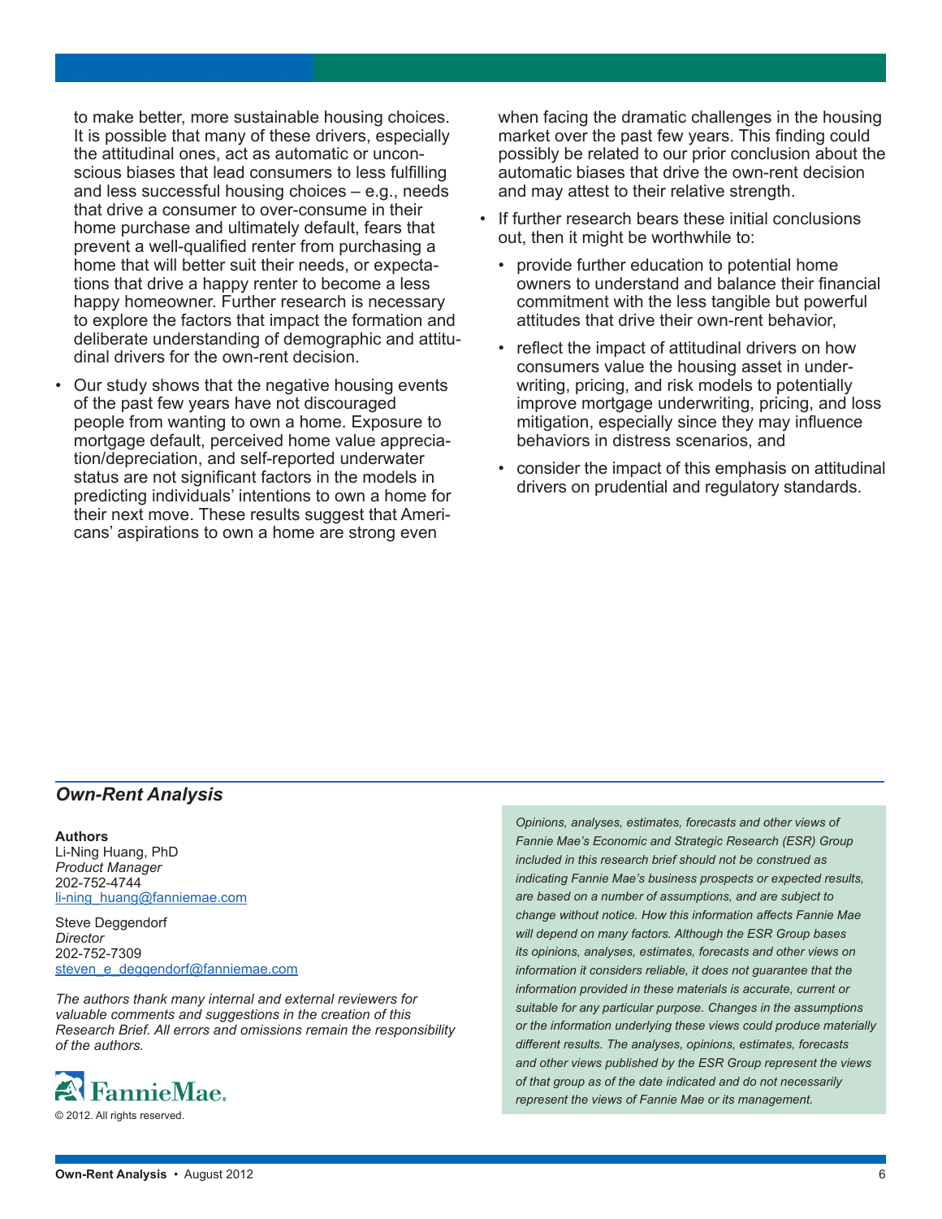to make better, more sustainable housing choices. It is possible that many of these drivers, especially the attitudinal ones, act as automatic or unconscious biases that lead consumers to less fulfilling and less successful housing choices – e.g., needs that drive a consumer to over-consume in their home purchase and ultimately default, fears that prevent a well-qualified renter from purchasing a home that will better suit their needs, or expectations that drive a happy renter to become a less happy homeowner. Further research is necessary to explore the factors that impact the formation and deliberate understanding of demographic and attitudinal drivers for the own-rent decision.

- Our study shows that the negative housing events of the past few years have not discouraged people from wanting to own a home. Exposure to mortgage default, perceived home value appreciation/depreciation, and self-reported underwater status are not significant factors in the models in predicting individuals' intentions to own a home for their next move. These results suggest that Americans' aspirations to own a home are strong even when facing the dramatic challenges in the housing market over the past few years. This finding could possibly be related to our prior conclusion about the automatic biases that drive the own-rent decision and may attest to their relative strength.
- If further research bears these initial conclusions out, then it might be worthwhile to:
  - provide further education to potential home owners to understand and balance their financial commitment with the less tangible but powerful attitudes that drive their own-rent behavior,
  - reflect the impact of attitudinal drivers on how consumers value the housing asset in underwriting, pricing, and risk models to potentially improve mortgage underwriting, pricing, and loss mitigation, especially since they may influence behaviors in distress scenarios, and
  - consider the impact of this emphasis on attitudinal drivers on prudential and regulatory standards.

## *Own-Rent Analysis*

**Authors**
Li-Ning Huang, PhD
*Product Manager*
202-752-4744
li-ning_huang@fanniemae.com

Steve Deggendorf
*Director*
202-752-7309
steven_e_deggendorf@fanniemae.com

*The authors thank many internal and external reviewers for valuable comments and suggestions in the creation of this Research Brief. All errors and omissions remain the responsibility of the authors.*

FannieMae

© 2012. All rights reserved.

*Opinions, analyses, estimates, forecasts and other views of Fannie Mae's Economic and Strategic Research (ESR) Group included in this research brief should not be construed as indicating Fannie Mae's business prospects or expected results, are based on a number of assumptions, and are subject to change without notice. How this information affects Fannie Mae will depend on many factors. Although the ESR Group bases its opinions, analyses, estimates, forecasts and other views on information it considers reliable, it does not guarantee that the information provided in these materials is accurate, current or suitable for any particular purpose. Changes in the assumptions or the information underlying these views could produce materially different results. The analyses, opinions, estimates, forecasts and other views published by the ESR Group represent the views of that group as of the date indicated and do not necessarily represent the views of Fannie Mae or its management.*